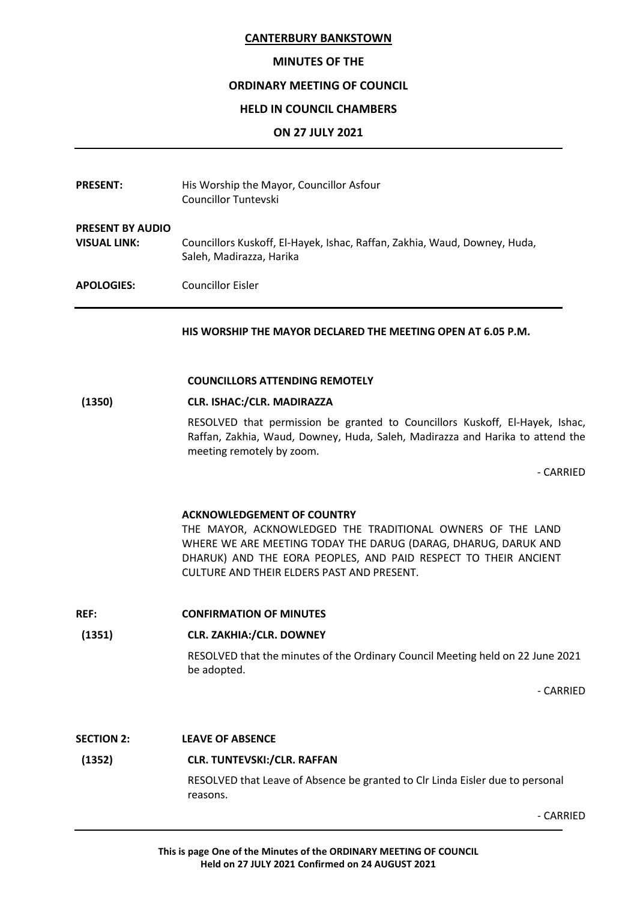# CANTERBURY BANKSTOWN

## MINUTES OF THE

## ORDINARY MEETING OF COUNCIL

## HELD IN COUNCIL CHAMBERS

## ON 27 JULY 2021

**PRESENT:** His Worship the Mayor, Councillor Asfour
Councillor Tuntevski

**PRESENT BY AUDIO VISUAL LINK:** Councillors Kuskoff, El-Hayek, Ishac, Raffan, Zakhia, Waud, Downey, Huda, Saleh, Madirazza, Harika

**APOLOGIES:** Councillor Eisler

**HIS WORSHIP THE MAYOR DECLARED THE MEETING OPEN AT 6.05 P.M.**

**COUNCILLORS ATTENDING REMOTELY**

**(1350) CLR. ISHAC:/CLR. MADIRAZZA**

RESOLVED that permission be granted to Councillors Kuskoff, El-Hayek, Ishac, Raffan, Zakhia, Waud, Downey, Huda, Saleh, Madirazza and Harika to attend the meeting remotely by zoom.

\- CARRIED

**ACKNOWLEDGEMENT OF COUNTRY**

THE MAYOR, ACKNOWLEDGED THE TRADITIONAL OWNERS OF THE LAND WHERE WE ARE MEETING TODAY THE DARUG (DARAG, DHARUG, DARUK AND DHARUK) AND THE EORA PEOPLES, AND PAID RESPECT TO THEIR ANCIENT CULTURE AND THEIR ELDERS PAST AND PRESENT.

**REF: CONFIRMATION OF MINUTES**

**(1351) CLR. ZAKHIA:/CLR. DOWNEY**

RESOLVED that the minutes of the Ordinary Council Meeting held on 22 June 2021 be adopted.

\- CARRIED

**SECTION 2: LEAVE OF ABSENCE**

**(1352) CLR. TUNTEVSKI:/CLR. RAFFAN**

RESOLVED that Leave of Absence be granted to Clr Linda Eisler due to personal reasons.

\- CARRIED

**This is page One of the Minutes of the ORDINARY MEETING OF COUNCIL Held on 27 JULY 2021 Confirmed on 24 AUGUST 2021**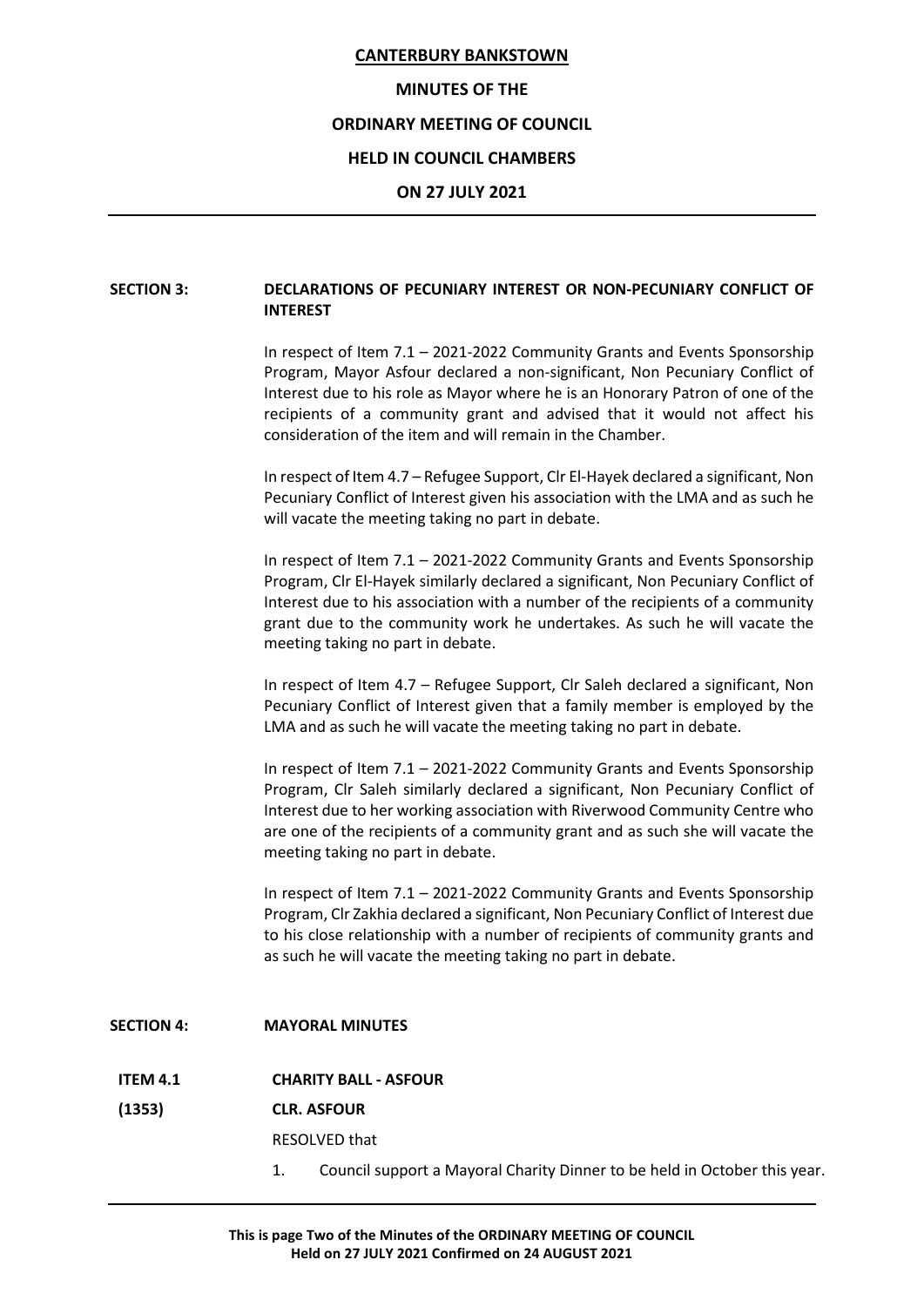**CANTERBURY BANKSTOWN**

**MINUTES OF THE**

**ORDINARY MEETING OF COUNCIL**

**HELD IN COUNCIL CHAMBERS**

**ON 27 JULY 2021**

**SECTION 3: DECLARATIONS OF PECUNIARY INTEREST OR NON-PECUNIARY CONFLICT OF INTEREST**

In respect of Item 7.1 – 2021-2022 Community Grants and Events Sponsorship Program, Mayor Asfour declared a non-significant, Non Pecuniary Conflict of Interest due to his role as Mayor where he is an Honorary Patron of one of the recipients of a community grant and advised that it would not affect his consideration of the item and will remain in the Chamber.

In respect of Item 4.7 – Refugee Support, Clr El-Hayek declared a significant, Non Pecuniary Conflict of Interest given his association with the LMA and as such he will vacate the meeting taking no part in debate.

In respect of Item 7.1 – 2021-2022 Community Grants and Events Sponsorship Program, Clr El-Hayek similarly declared a significant, Non Pecuniary Conflict of Interest due to his association with a number of the recipients of a community grant due to the community work he undertakes. As such he will vacate the meeting taking no part in debate.

In respect of Item 4.7 – Refugee Support, Clr Saleh declared a significant, Non Pecuniary Conflict of Interest given that a family member is employed by the LMA and as such he will vacate the meeting taking no part in debate.

In respect of Item 7.1 – 2021-2022 Community Grants and Events Sponsorship Program, Clr Saleh similarly declared a significant, Non Pecuniary Conflict of Interest due to her working association with Riverwood Community Centre who are one of the recipients of a community grant and as such she will vacate the meeting taking no part in debate.

In respect of Item 7.1 – 2021-2022 Community Grants and Events Sponsorship Program, Clr Zakhia declared a significant, Non Pecuniary Conflict of Interest due to his close relationship with a number of recipients of community grants and as such he will vacate the meeting taking no part in debate.

**SECTION 4: MAYORAL MINUTES**

**ITEM 4.1 CHARITY BALL - ASFOUR**

**(1353) CLR. ASFOUR**

RESOLVED that

1. Council support a Mayoral Charity Dinner to be held in October this year.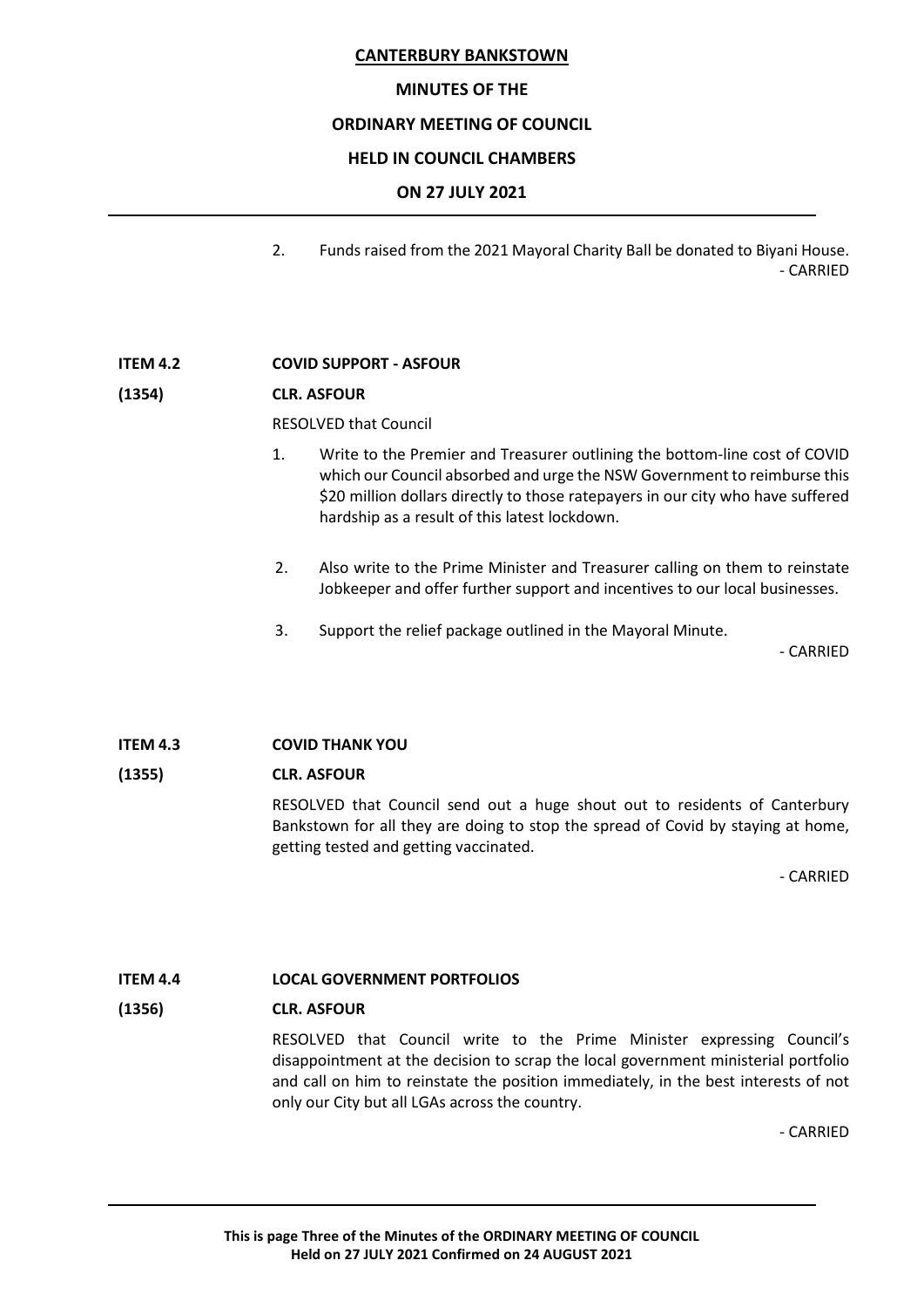2. Funds raised from the 2021 Mayoral Charity Ball be donated to Biyani House.

- CARRIED

**ITEM 4.2 COVID SUPPORT - ASFOUR**

**(1354) CLR. ASFOUR**

RESOLVED that Council

1. Write to the Premier and Treasurer outlining the bottom-line cost of COVID which our Council absorbed and urge the NSW Government to reimburse this $20 million dollars directly to those ratepayers in our city who have suffered hardship as a result of this latest lockdown.

2. Also write to the Prime Minister and Treasurer calling on them to reinstate Jobkeeper and offer further support and incentives to our local businesses.

3. Support the relief package outlined in the Mayoral Minute.

- CARRIED

**ITEM 4.3 COVID THANK YOU**

**(1355) CLR. ASFOUR**

RESOLVED that Council send out a huge shout out to residents of Canterbury Bankstown for all they are doing to stop the spread of Covid by staying at home, getting tested and getting vaccinated.

- CARRIED

**ITEM 4.4 LOCAL GOVERNMENT PORTFOLIOS**

**(1356) CLR. ASFOUR**

RESOLVED that Council write to the Prime Minister expressing Council's disappointment at the decision to scrap the local government ministerial portfolio and call on him to reinstate the position immediately, in the best interests of not only our City but all LGAs across the country.

- CARRIED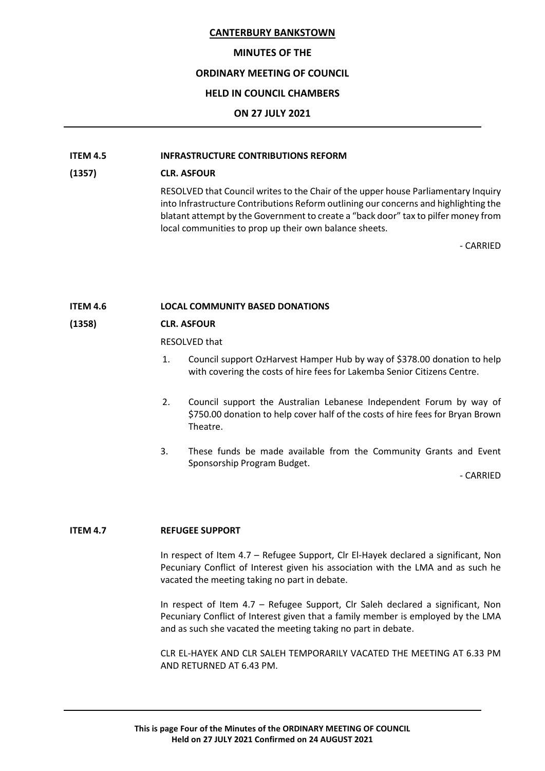**ITEM 4.5 INFRASTRUCTURE CONTRIBUTIONS REFORM**

**(1357) CLR. ASFOUR**

RESOLVED that Council writes to the Chair of the upper house Parliamentary Inquiry into Infrastructure Contributions Reform outlining our concerns and highlighting the blatant attempt by the Government to create a "back door" tax to pilfer money from local communities to prop up their own balance sheets.

- CARRIED

**ITEM 4.6 LOCAL COMMUNITY BASED DONATIONS**

**(1358) CLR. ASFOUR**

RESOLVED that

1. Council support OzHarvest Hamper Hub by way of $378.00 donation to help with covering the costs of hire fees for Lakemba Senior Citizens Centre.

2. Council support the Australian Lebanese Independent Forum by way of $750.00 donation to help cover half of the costs of hire fees for Bryan Brown Theatre.

3. These funds be made available from the Community Grants and Event Sponsorship Program Budget.

- CARRIED

**ITEM 4.7 REFUGEE SUPPORT**

In respect of Item 4.7 – Refugee Support, Clr El-Hayek declared a significant, Non Pecuniary Conflict of Interest given his association with the LMA and as such he vacated the meeting taking no part in debate.

In respect of Item 4.7 – Refugee Support, Clr Saleh declared a significant, Non Pecuniary Conflict of Interest given that a family member is employed by the LMA and as such she vacated the meeting taking no part in debate.

CLR EL-HAYEK AND CLR SALEH TEMPORARILY VACATED THE MEETING AT 6.33 PM AND RETURNED AT 6.43 PM.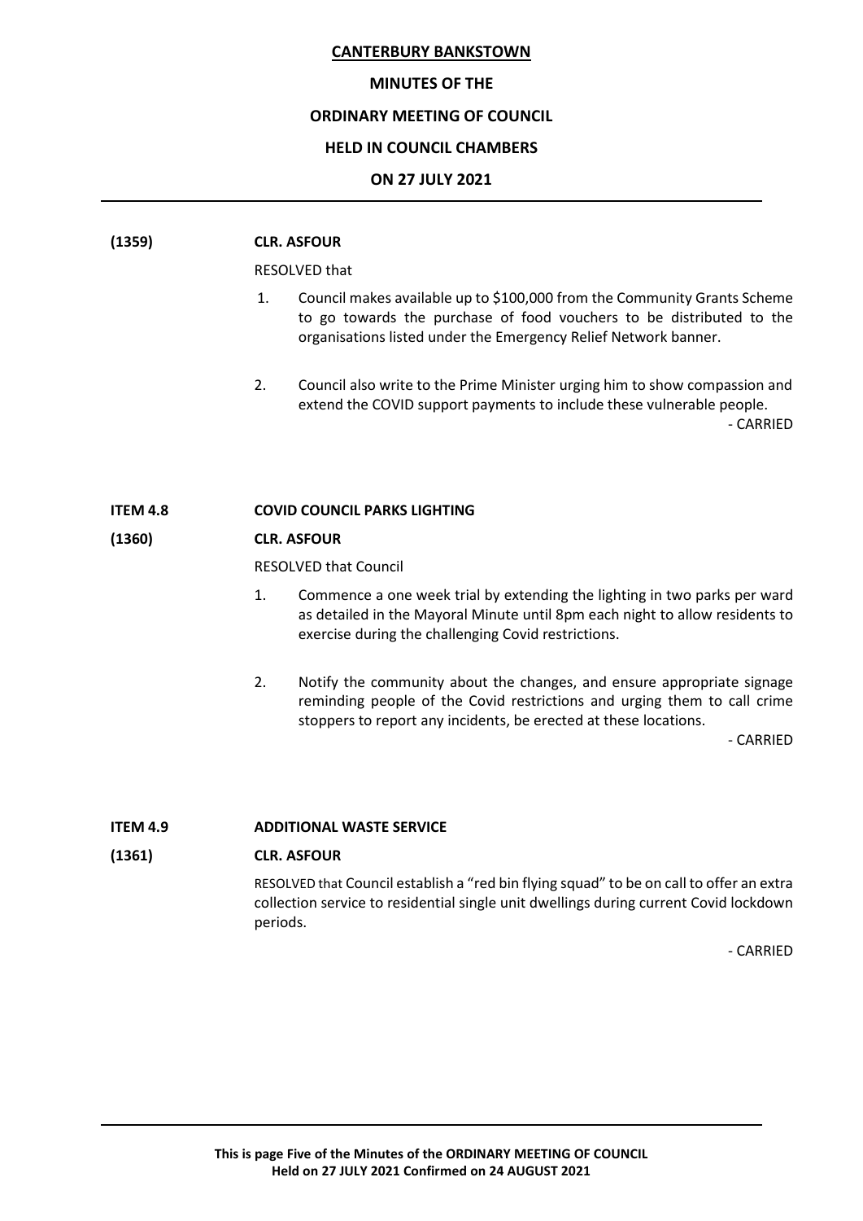**(1359)** **CLR. ASFOUR**

RESOLVED that

1. Council makes available up to $100,000 from the Community Grants Scheme to go towards the purchase of food vouchers to be distributed to the organisations listed under the Emergency Relief Network banner.

2. Council also write to the Prime Minister urging him to show compassion and extend the COVID support payments to include these vulnerable people.

- CARRIED

**ITEM 4.8** **COVID COUNCIL PARKS LIGHTING**

**(1360)** **CLR. ASFOUR**

RESOLVED that Council

1. Commence a one week trial by extending the lighting in two parks per ward as detailed in the Mayoral Minute until 8pm each night to allow residents to exercise during the challenging Covid restrictions.

2. Notify the community about the changes, and ensure appropriate signage reminding people of the Covid restrictions and urging them to call crime stoppers to report any incidents, be erected at these locations.

- CARRIED

**ITEM 4.9** **ADDITIONAL WASTE SERVICE**

**(1361)** **CLR. ASFOUR**

RESOLVED that Council establish a "red bin flying squad" to be on call to offer an extra collection service to residential single unit dwellings during current Covid lockdown periods.

- CARRIED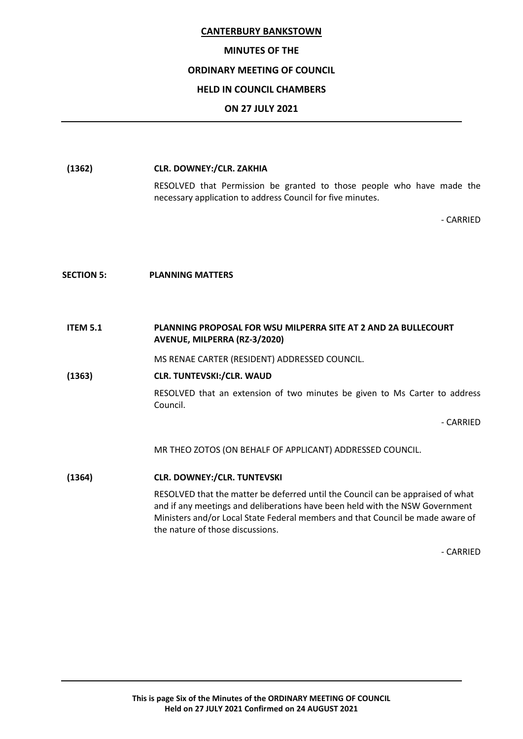**(1362)** **CLR. DOWNEY:/CLR. ZAKHIA**

RESOLVED that Permission be granted to those people who have made the necessary application to address Council for five minutes.

- CARRIED

## SECTION 5: PLANNING MATTERS

### ITEM 5.1 PLANNING PROPOSAL FOR WSU MILPERRA SITE AT 2 AND 2A BULLECOURT AVENUE, MILPERRA (RZ-3/2020)

MS RENAE CARTER (RESIDENT) ADDRESSED COUNCIL.

**(1363)** **CLR. TUNTEVSKI:/CLR. WAUD**

RESOLVED that an extension of two minutes be given to Ms Carter to address Council.

- CARRIED

MR THEO ZOTOS (ON BEHALF OF APPLICANT) ADDRESSED COUNCIL.

**(1364)** **CLR. DOWNEY:/CLR. TUNTEVSKI**

RESOLVED that the matter be deferred until the Council can be appraised of what and if any meetings and deliberations have been held with the NSW Government Ministers and/or Local State Federal members and that Council be made aware of the nature of those discussions.

- CARRIED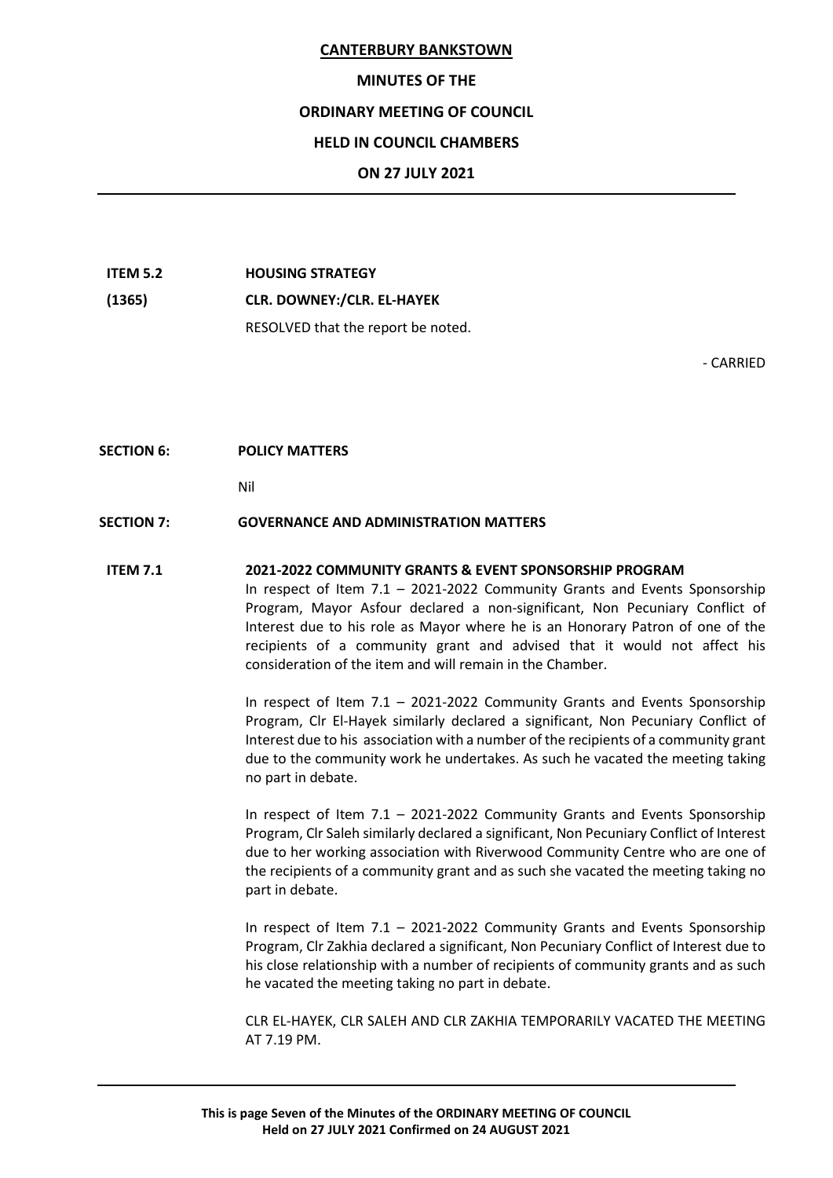**CANTERBURY BANKSTOWN**

**MINUTES OF THE**

**ORDINARY MEETING OF COUNCIL**

**HELD IN COUNCIL CHAMBERS**

**ON 27 JULY 2021**

---

**ITEM 5.2 HOUSING STRATEGY**

**(1365) CLR. DOWNEY:/CLR. EL-HAYEK**

RESOLVED that the report be noted.

\- CARRIED

**SECTION 6: POLICY MATTERS**

Nil

**SECTION 7: GOVERNANCE AND ADMINISTRATION MATTERS**

**ITEM 7.1 2021-2022 COMMUNITY GRANTS & EVENT SPONSORSHIP PROGRAM**

In respect of Item 7.1 – 2021-2022 Community Grants and Events Sponsorship Program, Mayor Asfour declared a non-significant, Non Pecuniary Conflict of Interest due to his role as Mayor where he is an Honorary Patron of one of the recipients of a community grant and advised that it would not affect his consideration of the item and will remain in the Chamber.

In respect of Item 7.1 – 2021-2022 Community Grants and Events Sponsorship Program, Clr El-Hayek similarly declared a significant, Non Pecuniary Conflict of Interest due to his association with a number of the recipients of a community grant due to the community work he undertakes. As such he vacated the meeting taking no part in debate.

In respect of Item 7.1 – 2021-2022 Community Grants and Events Sponsorship Program, Clr Saleh similarly declared a significant, Non Pecuniary Conflict of Interest due to her working association with Riverwood Community Centre who are one of the recipients of a community grant and as such she vacated the meeting taking no part in debate.

In respect of Item 7.1 – 2021-2022 Community Grants and Events Sponsorship Program, Clr Zakhia declared a significant, Non Pecuniary Conflict of Interest due to his close relationship with a number of recipients of community grants and as such he vacated the meeting taking no part in debate.

CLR EL-HAYEK, CLR SALEH AND CLR ZAKHIA TEMPORARILY VACATED THE MEETING AT 7.19 PM.

---

**This is page Seven of the Minutes of the ORDINARY MEETING OF COUNCIL Held on 27 JULY 2021 Confirmed on 24 AUGUST 2021**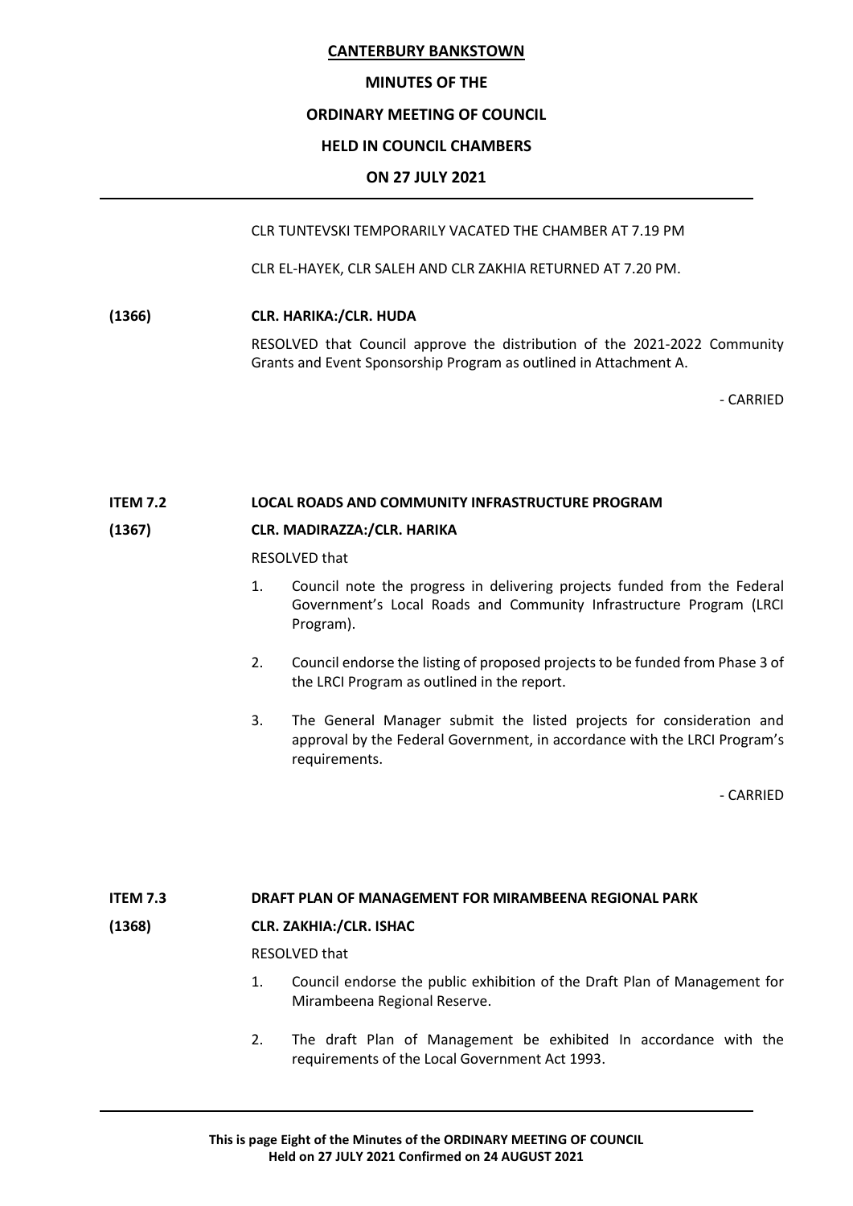CLR TUNTEVSKI TEMPORARILY VACATED THE CHAMBER AT 7.19 PM

CLR EL-HAYEK, CLR SALEH AND CLR ZAKHIA RETURNED AT 7.20 PM.

**(1366) CLR. HARIKA:/CLR. HUDA**

RESOLVED that Council approve the distribution of the 2021-2022 Community Grants and Event Sponsorship Program as outlined in Attachment A.

\- CARRIED

**ITEM 7.2 LOCAL ROADS AND COMMUNITY INFRASTRUCTURE PROGRAM**

**(1367) CLR. MADIRAZZA:/CLR. HARIKA**

RESOLVED that

1. Council note the progress in delivering projects funded from the Federal Government's Local Roads and Community Infrastructure Program (LRCI Program).
2. Council endorse the listing of proposed projects to be funded from Phase 3 of the LRCI Program as outlined in the report.
3. The General Manager submit the listed projects for consideration and approval by the Federal Government, in accordance with the LRCI Program's requirements.

\- CARRIED

**ITEM 7.3 DRAFT PLAN OF MANAGEMENT FOR MIRAMBEENA REGIONAL PARK**

**(1368) CLR. ZAKHIA:/CLR. ISHAC**

RESOLVED that

1. Council endorse the public exhibition of the Draft Plan of Management for Mirambeena Regional Reserve.
2. The draft Plan of Management be exhibited In accordance with the requirements of the Local Government Act 1993.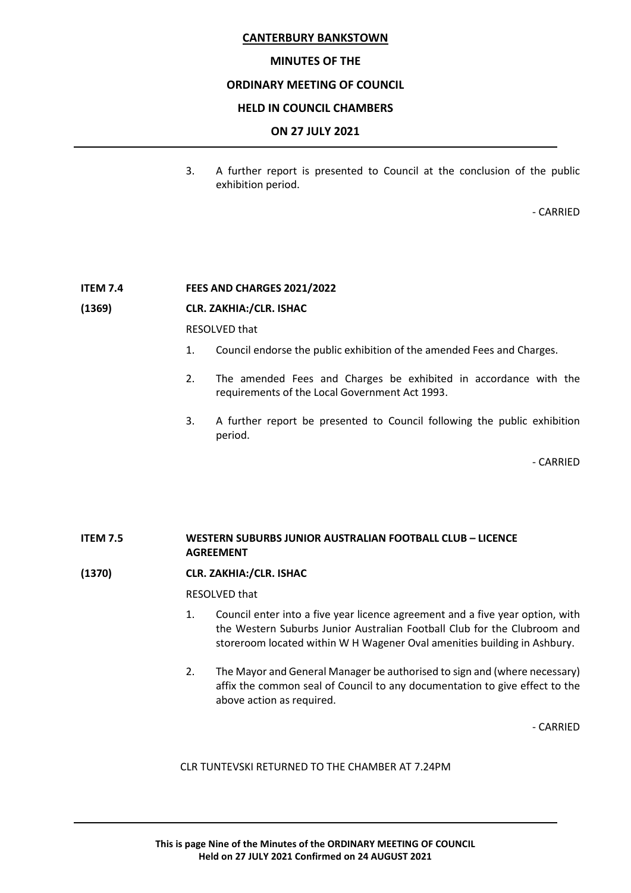3. A further report is presented to Council at the conclusion of the public exhibition period.

- CARRIED

**ITEM 7.4 FEES AND CHARGES 2021/2022**

**(1369) CLR. ZAKHIA:/CLR. ISHAC**

RESOLVED that

1. Council endorse the public exhibition of the amended Fees and Charges.
2. The amended Fees and Charges be exhibited in accordance with the requirements of the Local Government Act 1993.
3. A further report be presented to Council following the public exhibition period.

- CARRIED

**ITEM 7.5 WESTERN SUBURBS JUNIOR AUSTRALIAN FOOTBALL CLUB – LICENCE AGREEMENT**

**(1370) CLR. ZAKHIA:/CLR. ISHAC**

RESOLVED that

1. Council enter into a five year licence agreement and a five year option, with the Western Suburbs Junior Australian Football Club for the Clubroom and storeroom located within W H Wagener Oval amenities building in Ashbury.
2. The Mayor and General Manager be authorised to sign and (where necessary) affix the common seal of Council to any documentation to give effect to the above action as required.

- CARRIED

CLR TUNTEVSKI RETURNED TO THE CHAMBER AT 7.24PM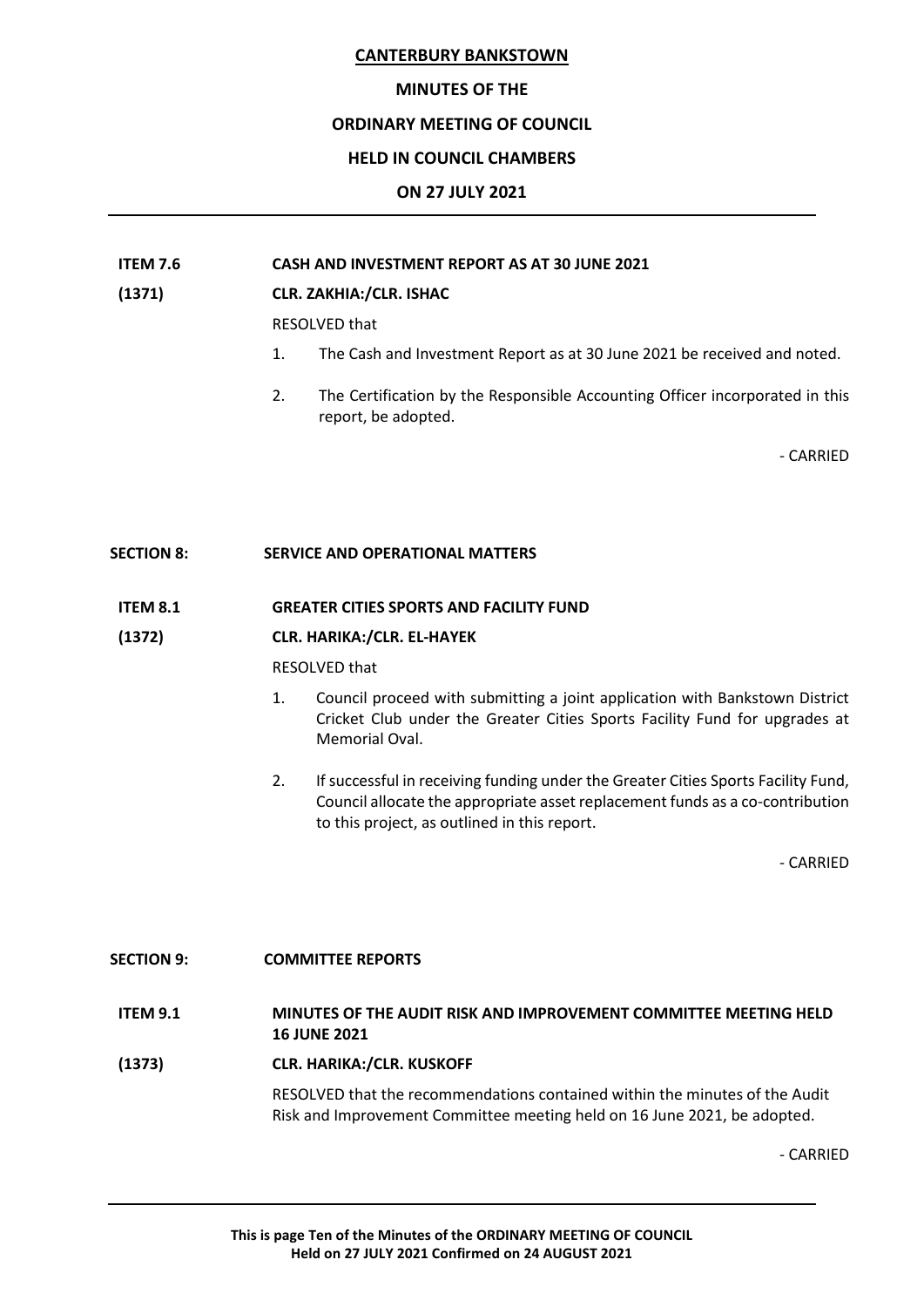**CANTERBURY BANKSTOWN**

**MINUTES OF THE**

**ORDINARY MEETING OF COUNCIL**

**HELD IN COUNCIL CHAMBERS**

**ON 27 JULY 2021**

---

**ITEM 7.6 CASH AND INVESTMENT REPORT AS AT 30 JUNE 2021**

**(1371) CLR. ZAKHIA:/CLR. ISHAC**

RESOLVED that

1. The Cash and Investment Report as at 30 June 2021 be received and noted.
2. The Certification by the Responsible Accounting Officer incorporated in this report, be adopted.

\- CARRIED

**SECTION 8: SERVICE AND OPERATIONAL MATTERS**

**ITEM 8.1 GREATER CITIES SPORTS AND FACILITY FUND**

**(1372) CLR. HARIKA:/CLR. EL-HAYEK**

RESOLVED that

1. Council proceed with submitting a joint application with Bankstown District Cricket Club under the Greater Cities Sports Facility Fund for upgrades at Memorial Oval.
2. If successful in receiving funding under the Greater Cities Sports Facility Fund, Council allocate the appropriate asset replacement funds as a co-contribution to this project, as outlined in this report.

\- CARRIED

**SECTION 9: COMMITTEE REPORTS**

**ITEM 9.1 MINUTES OF THE AUDIT RISK AND IMPROVEMENT COMMITTEE MEETING HELD 16 JUNE 2021**

**(1373) CLR. HARIKA:/CLR. KUSKOFF**

RESOLVED that the recommendations contained within the minutes of the Audit Risk and Improvement Committee meeting held on 16 June 2021, be adopted.

\- CARRIED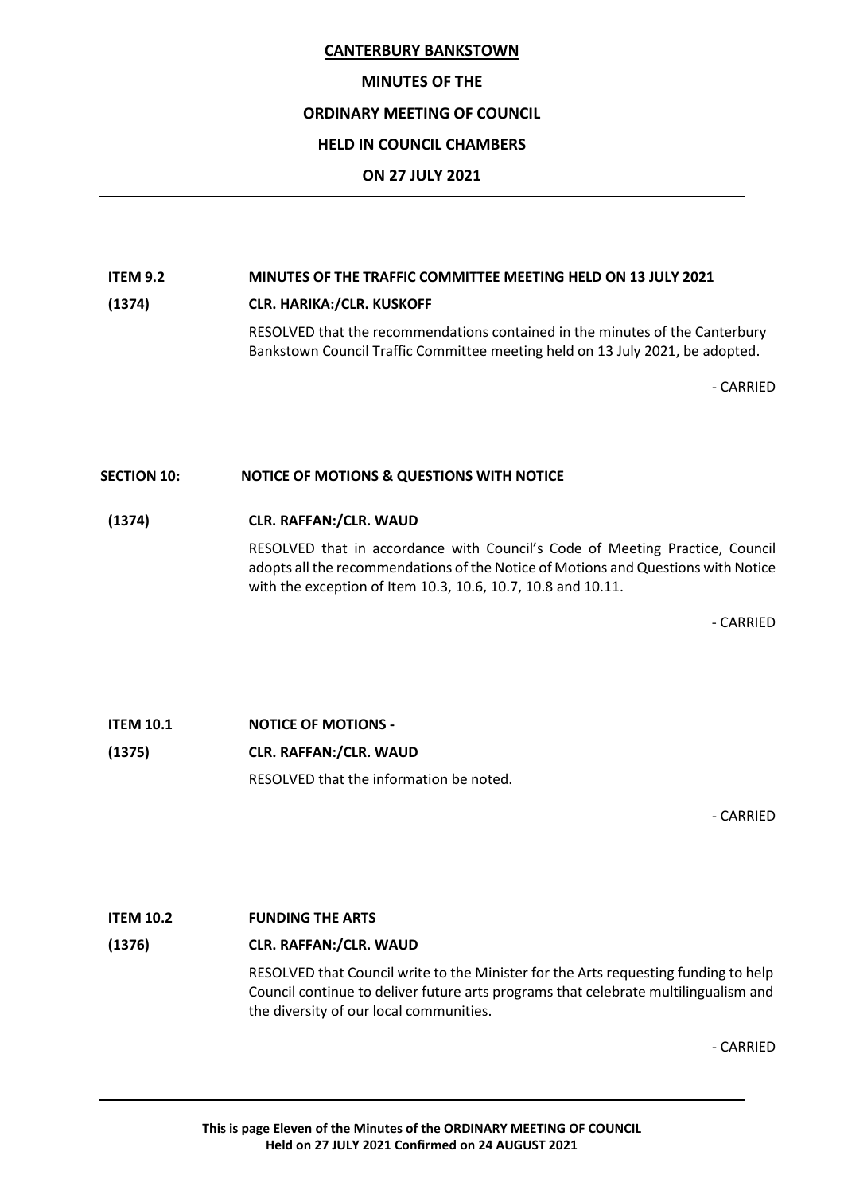**CANTERBURY BANKSTOWN**

**MINUTES OF THE**

**ORDINARY MEETING OF COUNCIL**

**HELD IN COUNCIL CHAMBERS**

**ON 27 JULY 2021**

---

**ITEM 9.2 MINUTES OF THE TRAFFIC COMMITTEE MEETING HELD ON 13 JULY 2021**

**(1374) CLR. HARIKA:/CLR. KUSKOFF**

RESOLVED that the recommendations contained in the minutes of the Canterbury Bankstown Council Traffic Committee meeting held on 13 July 2021, be adopted.

- CARRIED

**SECTION 10: NOTICE OF MOTIONS & QUESTIONS WITH NOTICE**

**(1374) CLR. RAFFAN:/CLR. WAUD**

RESOLVED that in accordance with Council's Code of Meeting Practice, Council adopts all the recommendations of the Notice of Motions and Questions with Notice with the exception of Item 10.3, 10.6, 10.7, 10.8 and 10.11.

- CARRIED

**ITEM 10.1 NOTICE OF MOTIONS -**

**(1375) CLR. RAFFAN:/CLR. WAUD**

RESOLVED that the information be noted.

- CARRIED

**ITEM 10.2 FUNDING THE ARTS**

**(1376) CLR. RAFFAN:/CLR. WAUD**

RESOLVED that Council write to the Minister for the Arts requesting funding to help Council continue to deliver future arts programs that celebrate multilingualism and the diversity of our local communities.

- CARRIED

---

**This is page Eleven of the Minutes of the ORDINARY MEETING OF COUNCIL Held on 27 JULY 2021 Confirmed on 24 AUGUST 2021**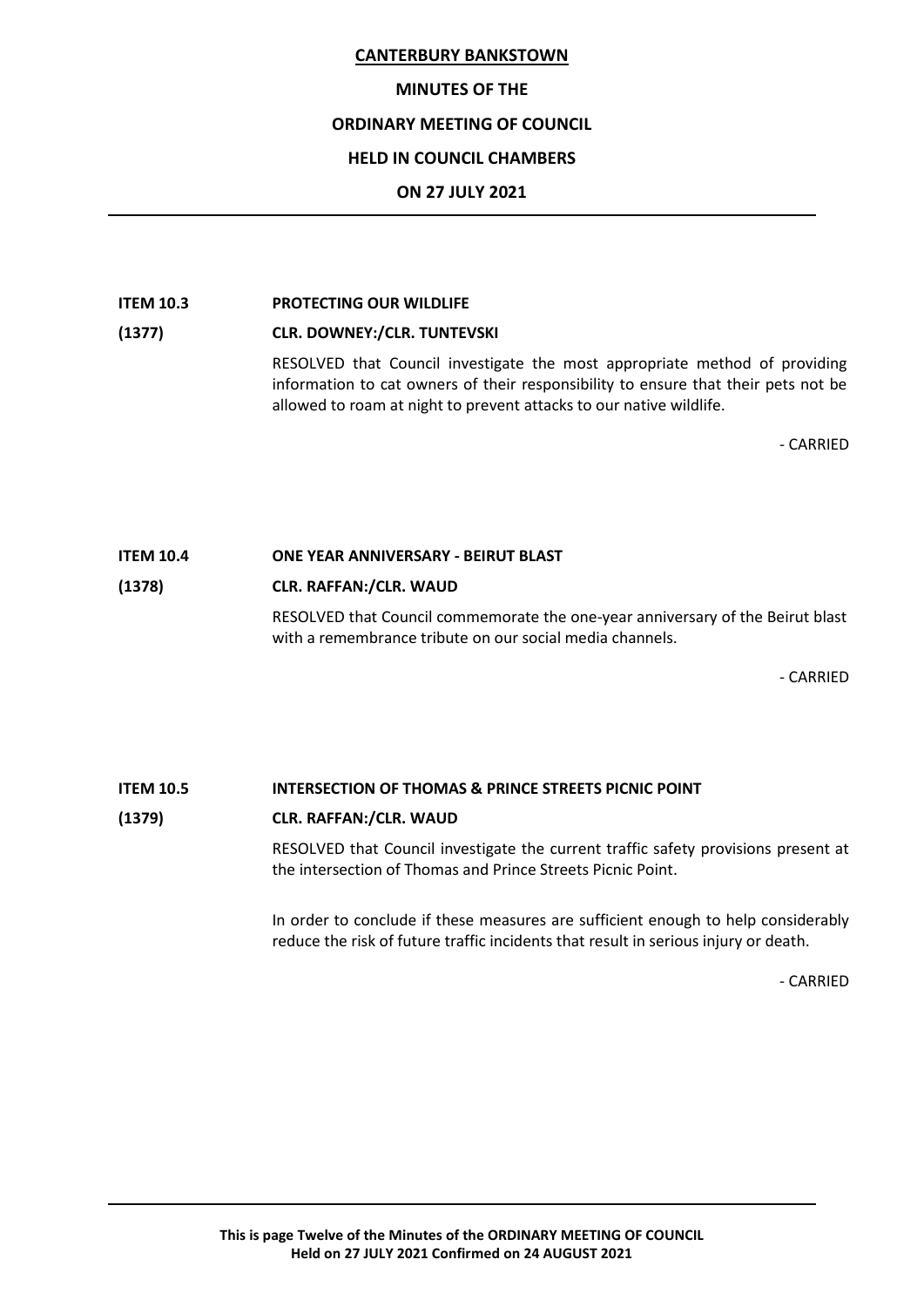**ITEM 10.3 PROTECTING OUR WILDLIFE**

**(1377) CLR. DOWNEY:/CLR. TUNTEVSKI**

RESOLVED that Council investigate the most appropriate method of providing information to cat owners of their responsibility to ensure that their pets not be allowed to roam at night to prevent attacks to our native wildlife.

- CARRIED

**ITEM 10.4 ONE YEAR ANNIVERSARY - BEIRUT BLAST**

**(1378) CLR. RAFFAN:/CLR. WAUD**

RESOLVED that Council commemorate the one-year anniversary of the Beirut blast with a remembrance tribute on our social media channels.

- CARRIED

**ITEM 10.5 INTERSECTION OF THOMAS & PRINCE STREETS PICNIC POINT**

**(1379) CLR. RAFFAN:/CLR. WAUD**

RESOLVED that Council investigate the current traffic safety provisions present at the intersection of Thomas and Prince Streets Picnic Point.

In order to conclude if these measures are sufficient enough to help considerably reduce the risk of future traffic incidents that result in serious injury or death.

- CARRIED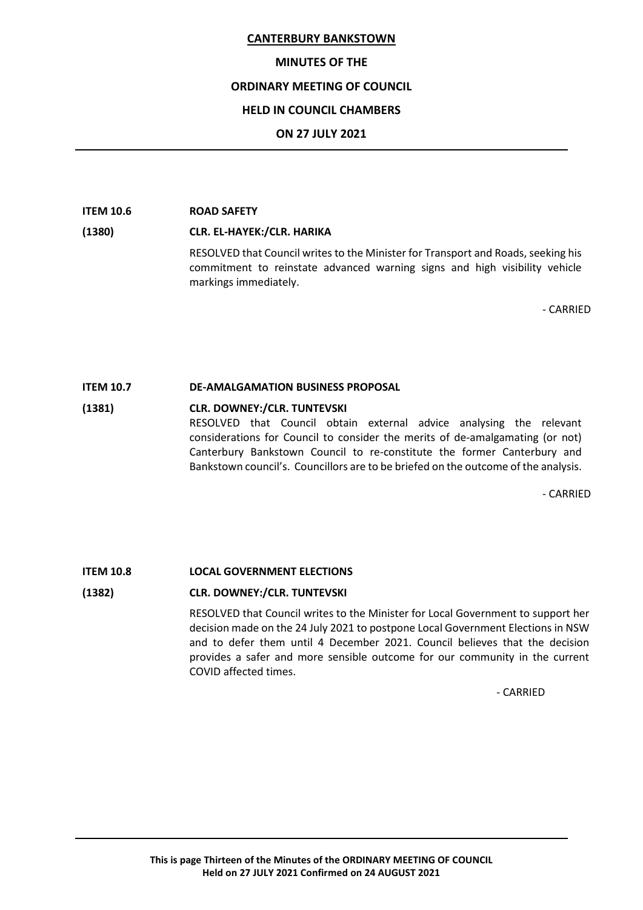**ITEM 10.6 ROAD SAFETY**

**(1380) CLR. EL-HAYEK:/CLR. HARIKA**

RESOLVED that Council writes to the Minister for Transport and Roads, seeking his commitment to reinstate advanced warning signs and high visibility vehicle markings immediately.

\- CARRIED

**ITEM 10.7 DE-AMALGAMATION BUSINESS PROPOSAL**

**(1381) CLR. DOWNEY:/CLR. TUNTEVSKI**

RESOLVED that Council obtain external advice analysing the relevant considerations for Council to consider the merits of de-amalgamating (or not) Canterbury Bankstown Council to re-constitute the former Canterbury and Bankstown council's. Councillors are to be briefed on the outcome of the analysis.

\- CARRIED

**ITEM 10.8 LOCAL GOVERNMENT ELECTIONS**

**(1382) CLR. DOWNEY:/CLR. TUNTEVSKI**

RESOLVED that Council writes to the Minister for Local Government to support her decision made on the 24 July 2021 to postpone Local Government Elections in NSW and to defer them until 4 December 2021. Council believes that the decision provides a safer and more sensible outcome for our community in the current COVID affected times.

\- CARRIED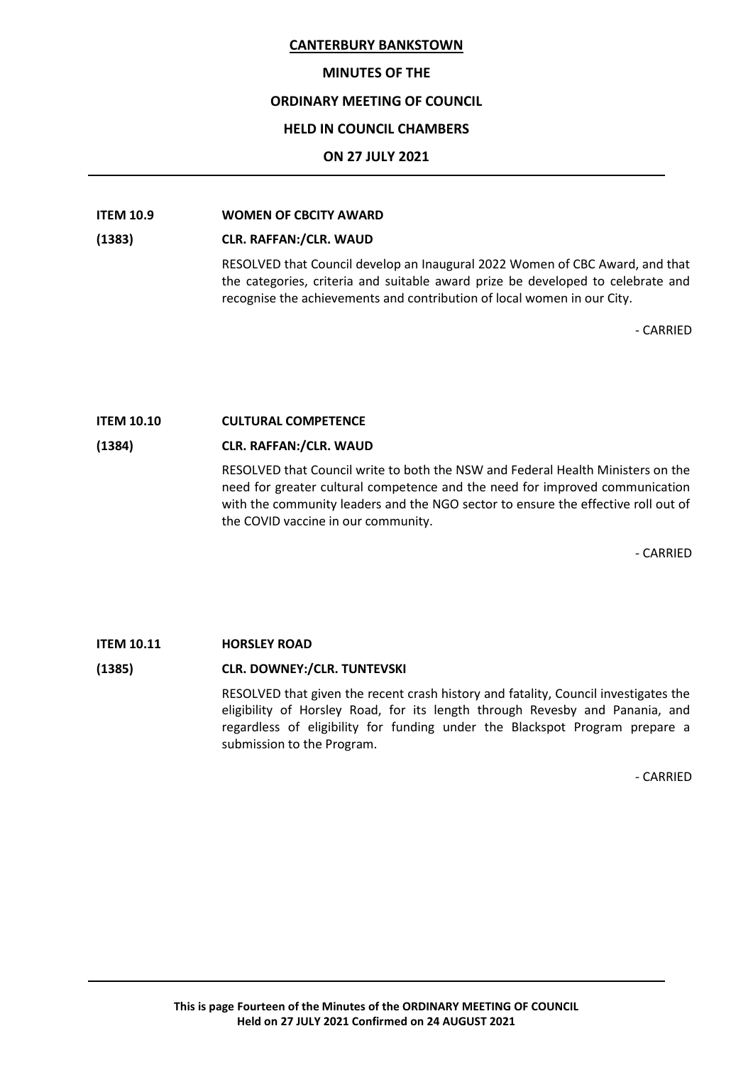**ITEM 10.9 WOMEN OF CBCITY AWARD**

**(1383) CLR. RAFFAN:/CLR. WAUD**

RESOLVED that Council develop an Inaugural 2022 Women of CBC Award, and that the categories, criteria and suitable award prize be developed to celebrate and recognise the achievements and contribution of local women in our City.

- CARRIED

**ITEM 10.10 CULTURAL COMPETENCE**

**(1384) CLR. RAFFAN:/CLR. WAUD**

RESOLVED that Council write to both the NSW and Federal Health Ministers on the need for greater cultural competence and the need for improved communication with the community leaders and the NGO sector to ensure the effective roll out of the COVID vaccine in our community.

- CARRIED

**ITEM 10.11 HORSLEY ROAD**

**(1385) CLR. DOWNEY:/CLR. TUNTEVSKI**

RESOLVED that given the recent crash history and fatality, Council investigates the eligibility of Horsley Road, for its length through Revesby and Panania, and regardless of eligibility for funding under the Blackspot Program prepare a submission to the Program.

- CARRIED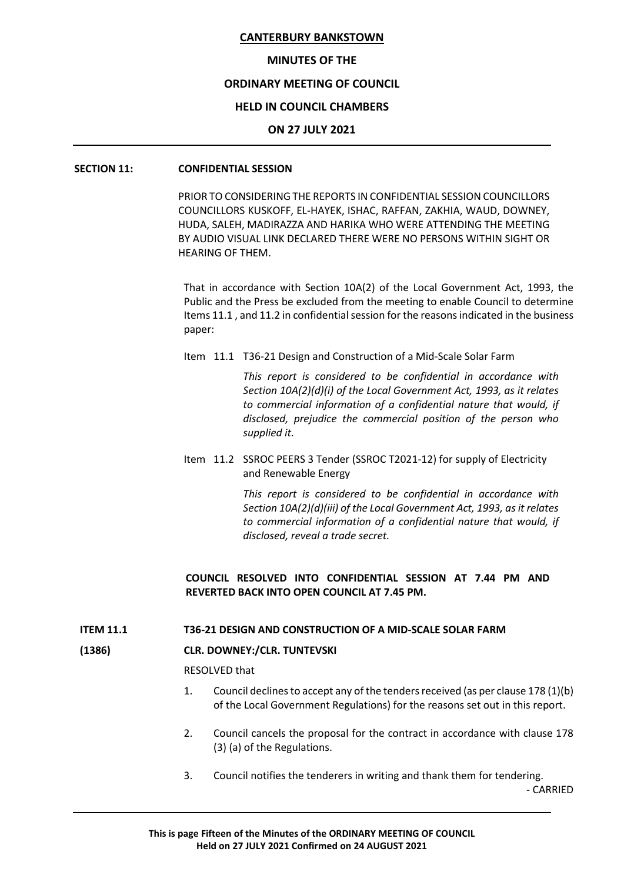**CANTERBURY BANKSTOWN**

**MINUTES OF THE**

**ORDINARY MEETING OF COUNCIL**

**HELD IN COUNCIL CHAMBERS**

**ON 27 JULY 2021**

---

**SECTION 11: CONFIDENTIAL SESSION**

PRIOR TO CONSIDERING THE REPORTS IN CONFIDENTIAL SESSION COUNCILLORS COUNCILLORS KUSKOFF, EL-HAYEK, ISHAC, RAFFAN, ZAKHIA, WAUD, DOWNEY, HUDA, SALEH, MADIRAZZA AND HARIKA WHO WERE ATTENDING THE MEETING BY AUDIO VISUAL LINK DECLARED THERE WERE NO PERSONS WITHIN SIGHT OR HEARING OF THEM.

That in accordance with Section 10A(2) of the Local Government Act, 1993, the Public and the Press be excluded from the meeting to enable Council to determine Items 11.1 , and 11.2 in confidential session for the reasons indicated in the business paper:

Item 11.1 T36-21 Design and Construction of a Mid-Scale Solar Farm

*This report is considered to be confidential in accordance with Section 10A(2)(d)(i) of the Local Government Act, 1993, as it relates to commercial information of a confidential nature that would, if disclosed, prejudice the commercial position of the person who supplied it.*

Item 11.2 SSROC PEERS 3 Tender (SSROC T2021-12) for supply of Electricity and Renewable Energy

*This report is considered to be confidential in accordance with Section 10A(2)(d)(iii) of the Local Government Act, 1993, as it relates to commercial information of a confidential nature that would, if disclosed, reveal a trade secret.*

**COUNCIL RESOLVED INTO CONFIDENTIAL SESSION AT 7.44 PM AND REVERTED BACK INTO OPEN COUNCIL AT 7.45 PM.**

**ITEM 11.1 T36-21 DESIGN AND CONSTRUCTION OF A MID-SCALE SOLAR FARM**

**(1386) CLR. DOWNEY:/CLR. TUNTEVSKI**

RESOLVED that

1. Council declines to accept any of the tenders received (as per clause 178 (1)(b) of the Local Government Regulations) for the reasons set out in this report.
2. Council cancels the proposal for the contract in accordance with clause 178 (3) (a) of the Regulations.
3. Council notifies the tenderers in writing and thank them for tendering.

- CARRIED

---

**This is page Fifteen of the Minutes of the ORDINARY MEETING OF COUNCIL Held on 27 JULY 2021 Confirmed on 24 AUGUST 2021**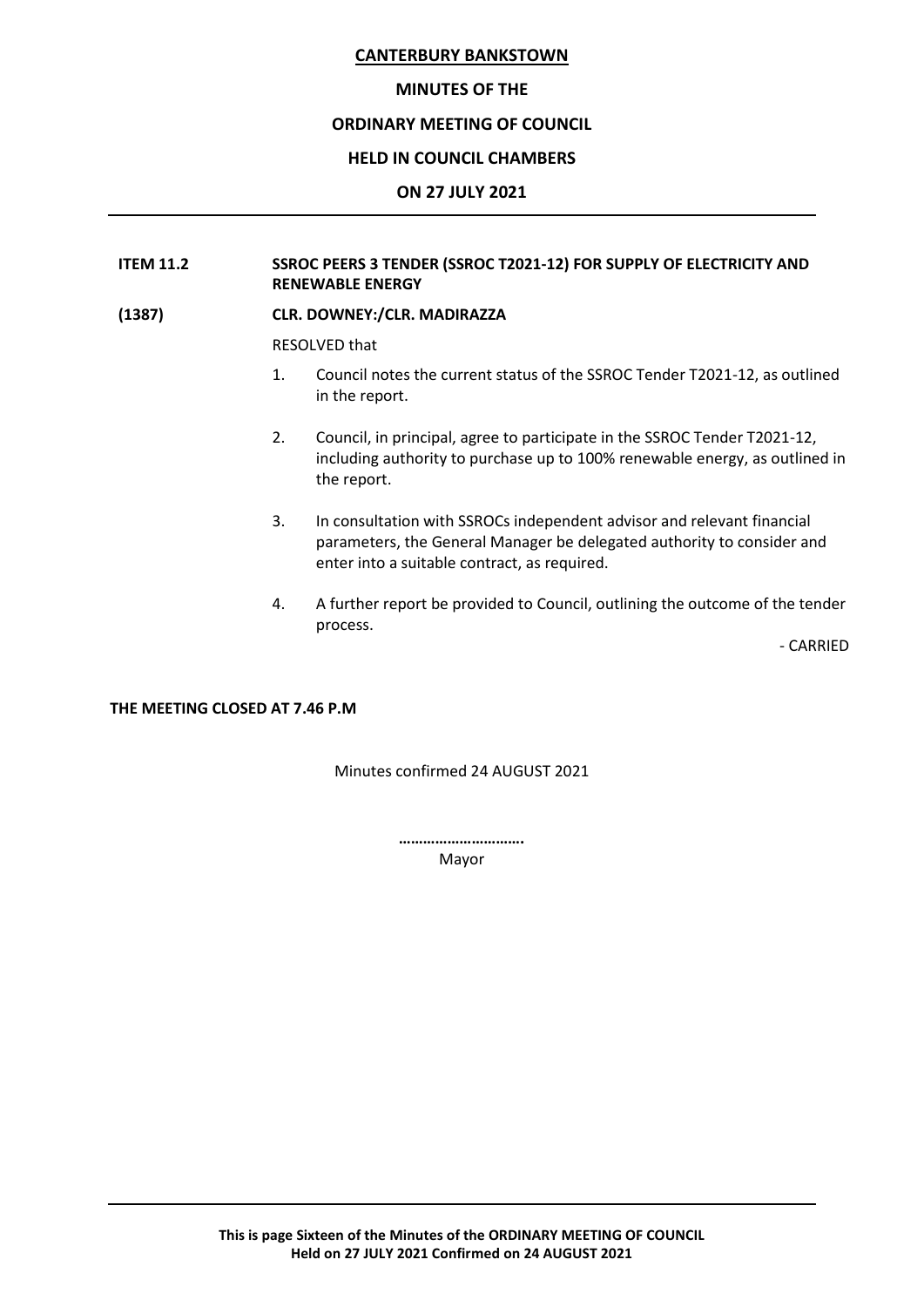**CANTERBURY BANKSTOWN**

**MINUTES OF THE**

**ORDINARY MEETING OF COUNCIL**

**HELD IN COUNCIL CHAMBERS**

**ON 27 JULY 2021**

---

**ITEM 11.2 SSROC PEERS 3 TENDER (SSROC T2021-12) FOR SUPPLY OF ELECTRICITY AND RENEWABLE ENERGY**

**(1387) CLR. DOWNEY:/CLR. MADIRAZZA**

RESOLVED that

1. Council notes the current status of the SSROC Tender T2021-12, as outlined in the report.

2. Council, in principal, agree to participate in the SSROC Tender T2021-12, including authority to purchase up to 100% renewable energy, as outlined in the report.

3. In consultation with SSROCs independent advisor and relevant financial parameters, the General Manager be delegated authority to consider and enter into a suitable contract, as required.

4. A further report be provided to Council, outlining the outcome of the tender process.

- CARRIED

**THE MEETING CLOSED AT 7.46 P.M**

Minutes confirmed 24 AUGUST 2021

**………………………….**

Mayor